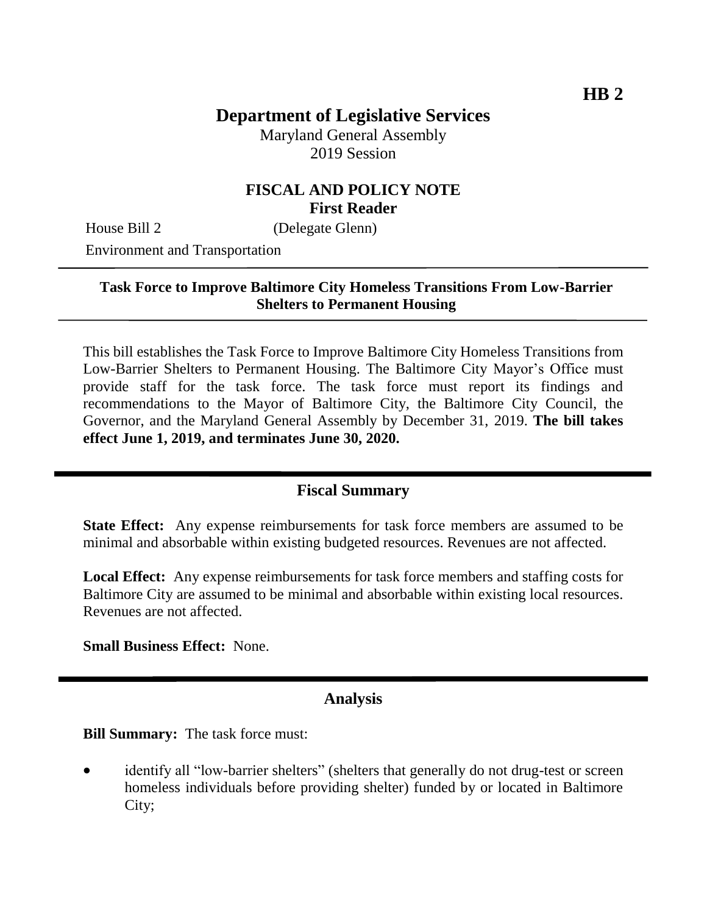**HB 2**

# Department of Legislative Services

Maryland General Assembly
2019 Session

## FISCAL AND POLICY NOTE
**First Reader**

House Bill 2 (Delegate Glenn)
Environment and Transportation

---

**Task Force to Improve Baltimore City Homeless Transitions From Low-Barrier Shelters to Permanent Housing**

---

This bill establishes the Task Force to Improve Baltimore City Homeless Transitions from Low-Barrier Shelters to Permanent Housing. The Baltimore City Mayor's Office must provide staff for the task force. The task force must report its findings and recommendations to the Mayor of Baltimore City, the Baltimore City Council, the Governor, and the Maryland General Assembly by December 31, 2019. **The bill takes effect June 1, 2019, and terminates June 30, 2020.**

---

## Fiscal Summary

**State Effect:** Any expense reimbursements for task force members are assumed to be minimal and absorbable within existing budgeted resources. Revenues are not affected.

**Local Effect:** Any expense reimbursements for task force members and staffing costs for Baltimore City are assumed to be minimal and absorbable within existing local resources. Revenues are not affected.

**Small Business Effect:** None.

---

## Analysis

**Bill Summary:** The task force must:

- identify all "low-barrier shelters" (shelters that generally do not drug-test or screen homeless individuals before providing shelter) funded by or located in Baltimore City;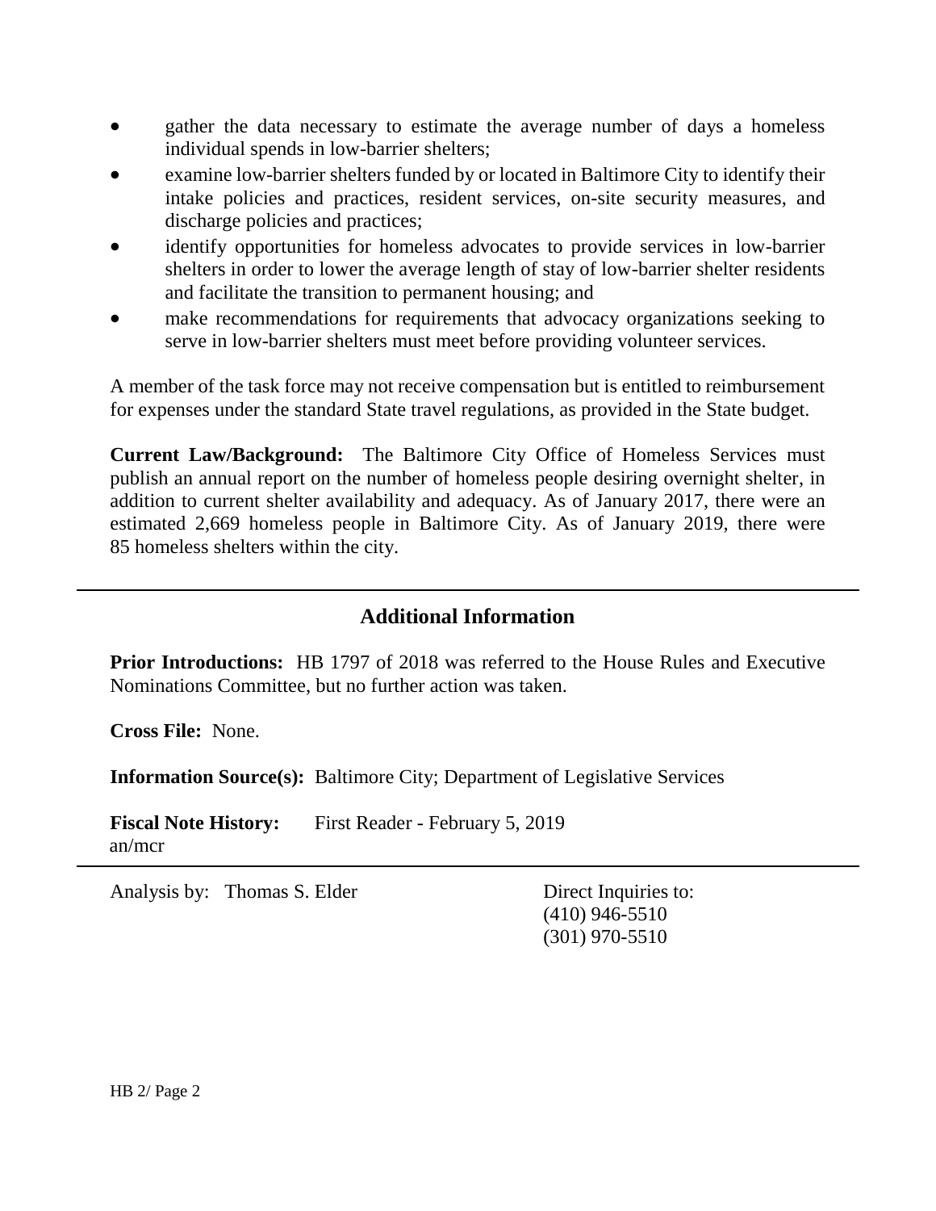- gather the data necessary to estimate the average number of days a homeless individual spends in low-barrier shelters;
- examine low-barrier shelters funded by or located in Baltimore City to identify their intake policies and practices, resident services, on-site security measures, and discharge policies and practices;
- identify opportunities for homeless advocates to provide services in low-barrier shelters in order to lower the average length of stay of low-barrier shelter residents and facilitate the transition to permanent housing; and
- make recommendations for requirements that advocacy organizations seeking to serve in low-barrier shelters must meet before providing volunteer services.

A member of the task force may not receive compensation but is entitled to reimbursement for expenses under the standard State travel regulations, as provided in the State budget.

**Current Law/Background:** The Baltimore City Office of Homeless Services must publish an annual report on the number of homeless people desiring overnight shelter, in addition to current shelter availability and adequacy. As of January 2017, there were an estimated 2,669 homeless people in Baltimore City. As of January 2019, there were 85 homeless shelters within the city.

---

## Additional Information

**Prior Introductions:** HB 1797 of 2018 was referred to the House Rules and Executive Nominations Committee, but no further action was taken.

**Cross File:** None.

**Information Source(s):** Baltimore City; Department of Legislative Services

**Fiscal Note History:** First Reader - February 5, 2019
an/mcr

---

Analysis by: Thomas S. Elder

Direct Inquiries to:
(410) 946-5510
(301) 970-5510